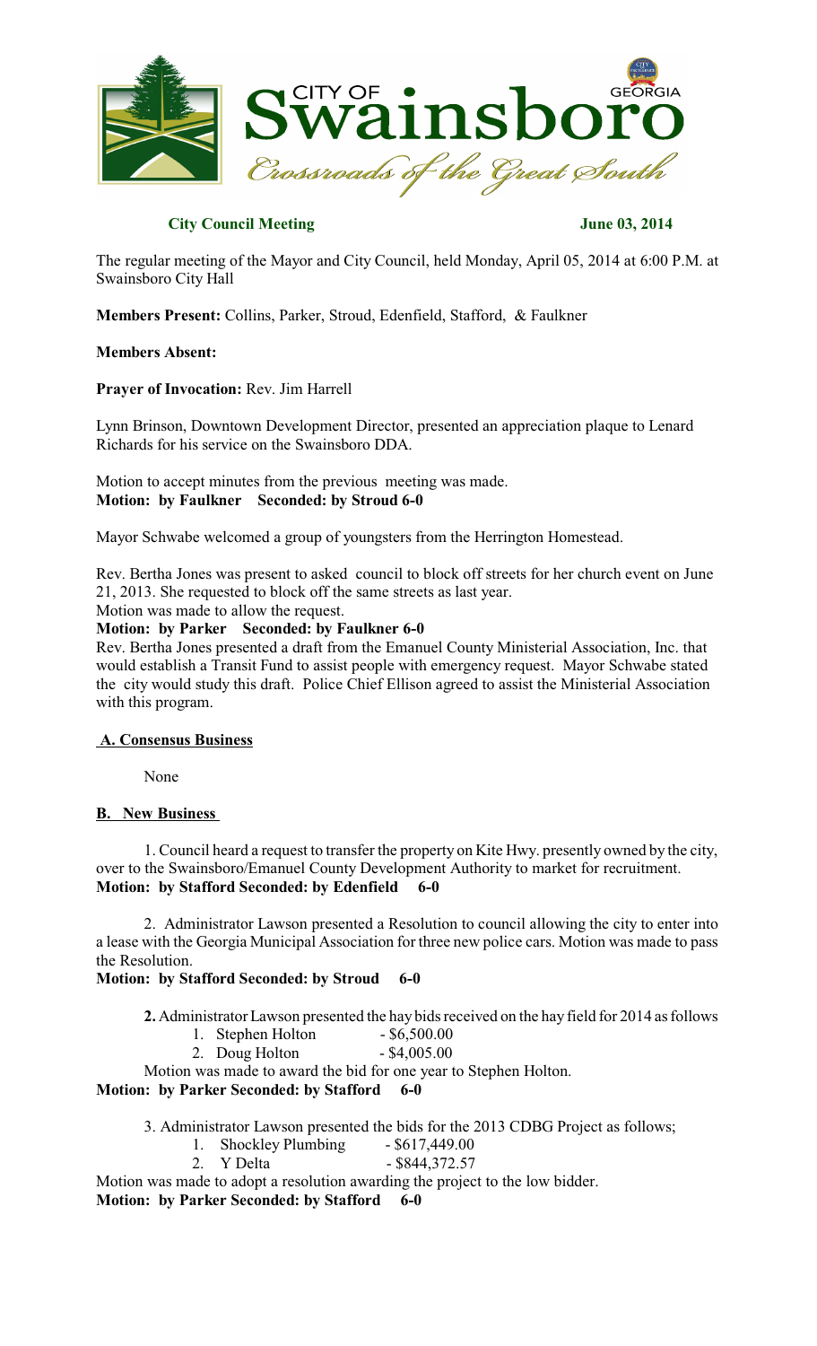**City of Swainsboro Georgia**
*Crossroads of the Great South*

**City Council Meeting** **June 03, 2014**

The regular meeting of the Mayor and City Council, held Monday, April 05, 2014 at 6:00 P.M. at Swainsboro City Hall

**Members Present:** Collins, Parker, Stroud, Edenfield, Stafford, & Faulkner

**Members Absent:**

**Prayer of Invocation:** Rev. Jim Harrell

Lynn Brinson, Downtown Development Director, presented an appreciation plaque to Lenard Richards for his service on the Swainsboro DDA.

Motion to accept minutes from the previous meeting was made.
**Motion: by Faulkner Seconded: by Stroud 6-0**

Mayor Schwabe welcomed a group of youngsters from the Herrington Homestead.

Rev. Bertha Jones was present to asked council to block off streets for her church event on June 21, 2013. She requested to block off the same streets as last year.
Motion was made to allow the request.
**Motion: by Parker Seconded: by Faulkner 6-0**
Rev. Bertha Jones presented a draft from the Emanuel County Ministerial Association, Inc. that would establish a Transit Fund to assist people with emergency request. Mayor Schwabe stated the city would study this draft. Police Chief Ellison agreed to assist the Ministerial Association with this program.

## A. Consensus Business

None

## B. New Business

1. Council heard a request to transfer the property on Kite Hwy. presently owned by the city, over to the Swainsboro/Emanuel County Development Authority to market for recruitment.
**Motion: by Stafford Seconded: by Edenfield 6-0**

2. Administrator Lawson presented a Resolution to council allowing the city to enter into a lease with the Georgia Municipal Association for three new police cars. Motion was made to pass the Resolution.
**Motion: by Stafford Seconded: by Stroud 6-0**

**2.** Administrator Lawson presented the hay bids received on the hay field for 2014 as follows

1. Stephen Holton - $6,500.00
2. Doug Holton - $4,005.00

Motion was made to award the bid for one year to Stephen Holton.
**Motion: by Parker Seconded: by Stafford 6-0**

3. Administrator Lawson presented the bids for the 2013 CDBG Project as follows;

1. Shockley Plumbing - $617,449.00
2. Y Delta - $844,372.57

Motion was made to adopt a resolution awarding the project to the low bidder.
**Motion: by Parker Seconded: by Stafford 6-0**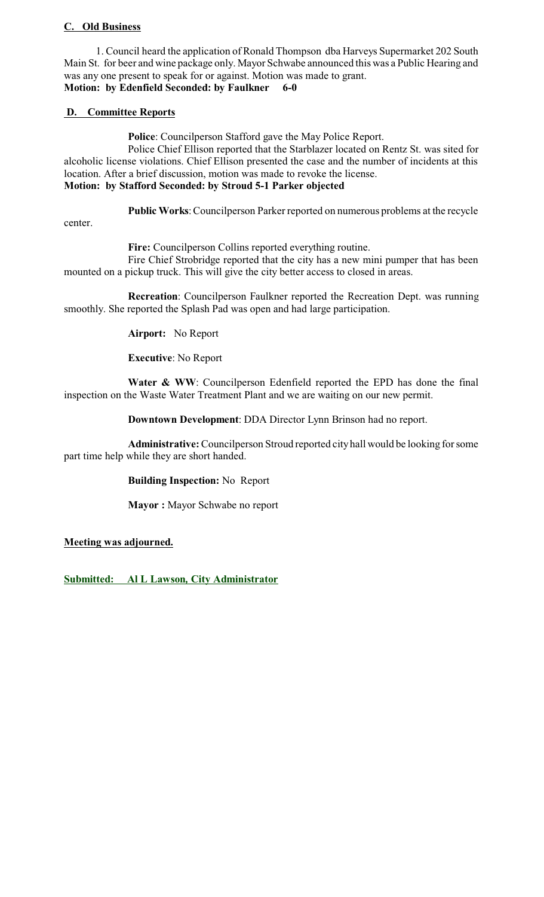## C. Old Business

1. Council heard the application of Ronald Thompson dba Harveys Supermarket 202 South Main St. for beer and wine package only. Mayor Schwabe announced this was a Public Hearing and was any one present to speak for or against. Motion was made to grant.

**Motion: by Edenfield Seconded: by Faulkner 6-0**

## D. Committee Reports

**Police**: Councilperson Stafford gave the May Police Report.

Police Chief Ellison reported that the Starblazer located on Rentz St. was sited for alcoholic license violations. Chief Ellison presented the case and the number of incidents at this location. After a brief discussion, motion was made to revoke the license.

**Motion: by Stafford Seconded: by Stroud 5-1 Parker objected**

**Public Works**: Councilperson Parker reported on numerous problems at the recycle center.

**Fire:** Councilperson Collins reported everything routine.

Fire Chief Strobridge reported that the city has a new mini pumper that has been mounted on a pickup truck. This will give the city better access to closed in areas.

**Recreation**: Councilperson Faulkner reported the Recreation Dept. was running smoothly. She reported the Splash Pad was open and had large participation.

**Airport:** No Report

**Executive**: No Report

**Water & WW**: Councilperson Edenfield reported the EPD has done the final inspection on the Waste Water Treatment Plant and we are waiting on our new permit.

**Downtown Development**: DDA Director Lynn Brinson had no report.

**Administrative:** Councilperson Stroud reported city hall would be looking for some part time help while they are short handed.

**Building Inspection:** No Report

**Mayor :** Mayor Schwabe no report

**Meeting was adjourned.**

**Submitted: Al L Lawson, City Administrator**